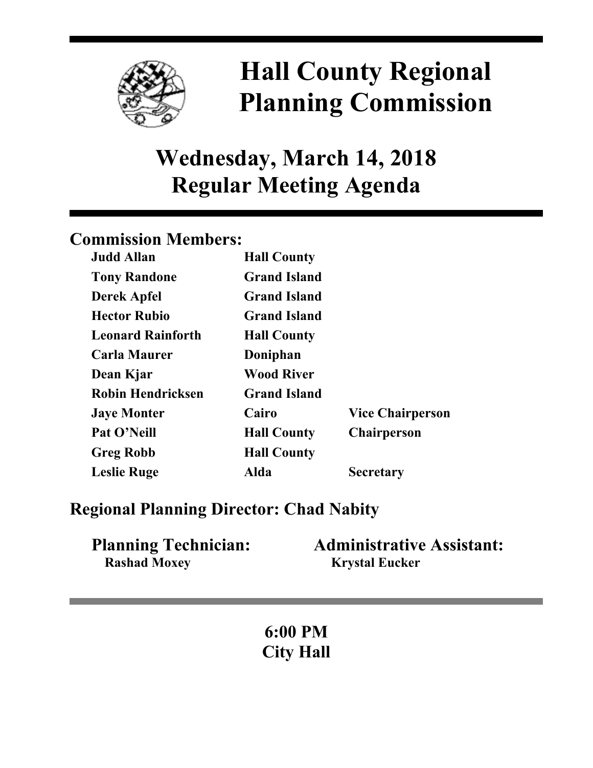# Hall County Regional Planning Commission

## Wednesday, March 14, 2018
## Regular Meeting Agenda

### Commission Members:

| | | |
|---|---|---|
| **Judd Allan** | **Hall County** | |
| **Tony Randone** | **Grand Island** | |
| **Derek Apfel** | **Grand Island** | |
| **Hector Rubio** | **Grand Island** | |
| **Leonard Rainforth** | **Hall County** | |
| **Carla Maurer** | **Doniphan** | |
| **Dean Kjar** | **Wood River** | |
| **Robin Hendricksen** | **Grand Island** | |
| **Jaye Monter** | **Cairo** | **Vice Chairperson** |
| **Pat O'Neill** | **Hall County** | **Chairperson** |
| **Greg Robb** | **Hall County** | |
| **Leslie Ruge** | **Alda** | **Secretary** |

### Regional Planning Director: Chad Nabity

**Planning Technician:**
**Rashad Moxey**

**Administrative Assistant:**
**Krystal Eucker**

**6:00 PM**
**City Hall**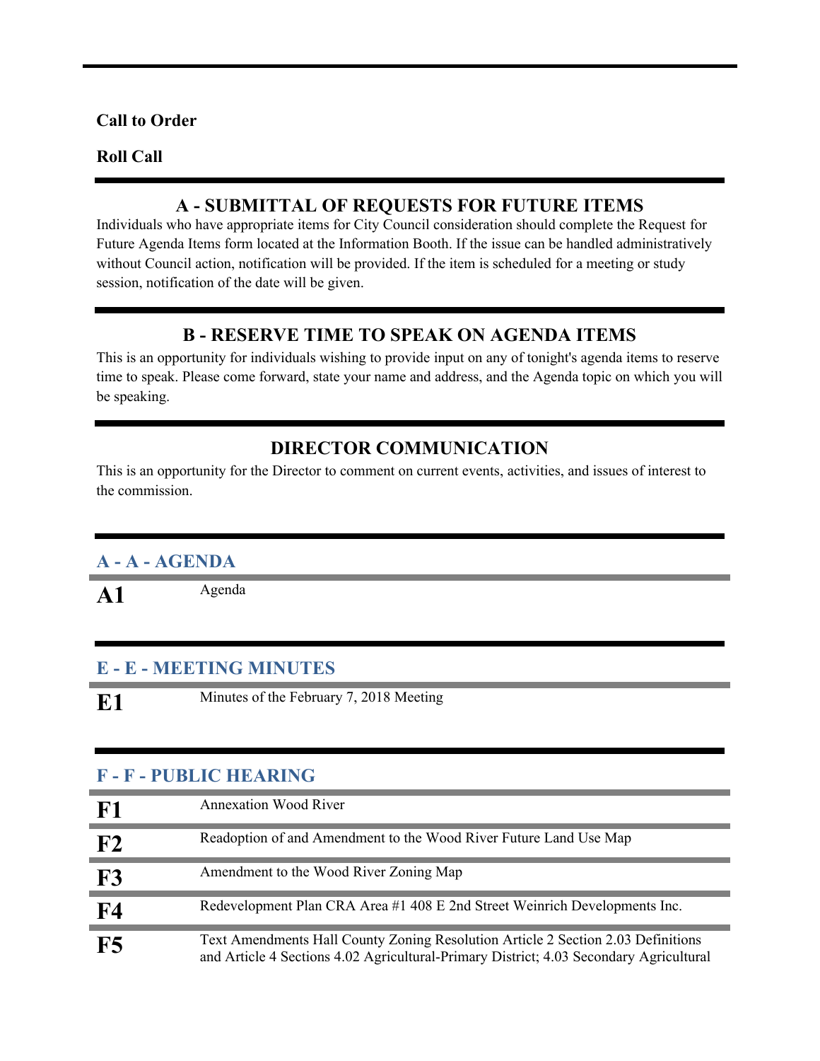**Call to Order**

**Roll Call**

## A - SUBMITTAL OF REQUESTS FOR FUTURE ITEMS

Individuals who have appropriate items for City Council consideration should complete the Request for Future Agenda Items form located at the Information Booth. If the issue can be handled administratively without Council action, notification will be provided. If the item is scheduled for a meeting or study session, notification of the date will be given.

## B - RESERVE TIME TO SPEAK ON AGENDA ITEMS

This is an opportunity for individuals wishing to provide input on any of tonight's agenda items to reserve time to speak. Please come forward, state your name and address, and the Agenda topic on which you will be speaking.

## DIRECTOR COMMUNICATION

This is an opportunity for the Director to comment on current events, activities, and issues of interest to the commission.

### A - A - AGENDA

| | |
|---|---|
| **A1** | Agenda |

### E - E - MEETING MINUTES

| | |
|---|---|
| **E1** | Minutes of the February 7, 2018 Meeting |

### F - F - PUBLIC HEARING

| | |
|---|---|
| **F1** | Annexation Wood River |
| **F2** | Readoption of and Amendment to the Wood River Future Land Use Map |
| **F3** | Amendment to the Wood River Zoning Map |
| **F4** | Redevelopment Plan CRA Area #1 408 E 2nd Street Weinrich Developments Inc. |
| **F5** | Text Amendments Hall County Zoning Resolution Article 2 Section 2.03 Definitions and Article 4 Sections 4.02 Agricultural-Primary District; 4.03 Secondary Agricultural |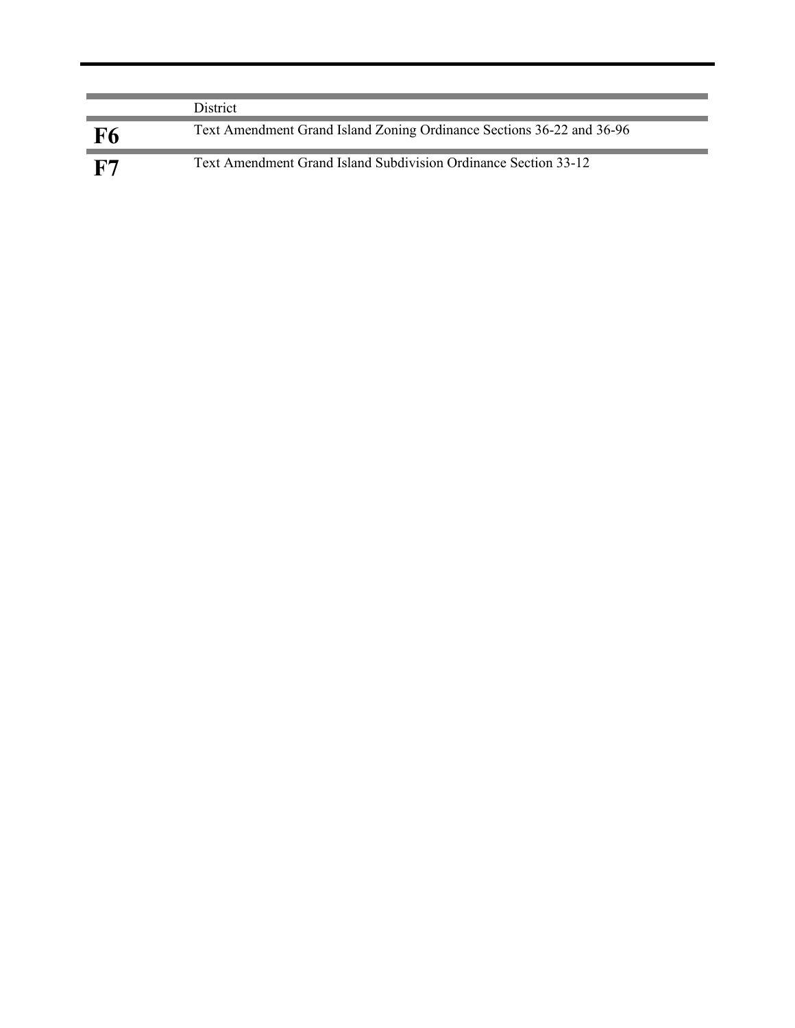| | |
|---|---|
| | District |
| **F6** | Text Amendment Grand Island Zoning Ordinance Sections 36-22 and 36-96 |
| **F7** | Text Amendment Grand Island Subdivision Ordinance Section 33-12 |